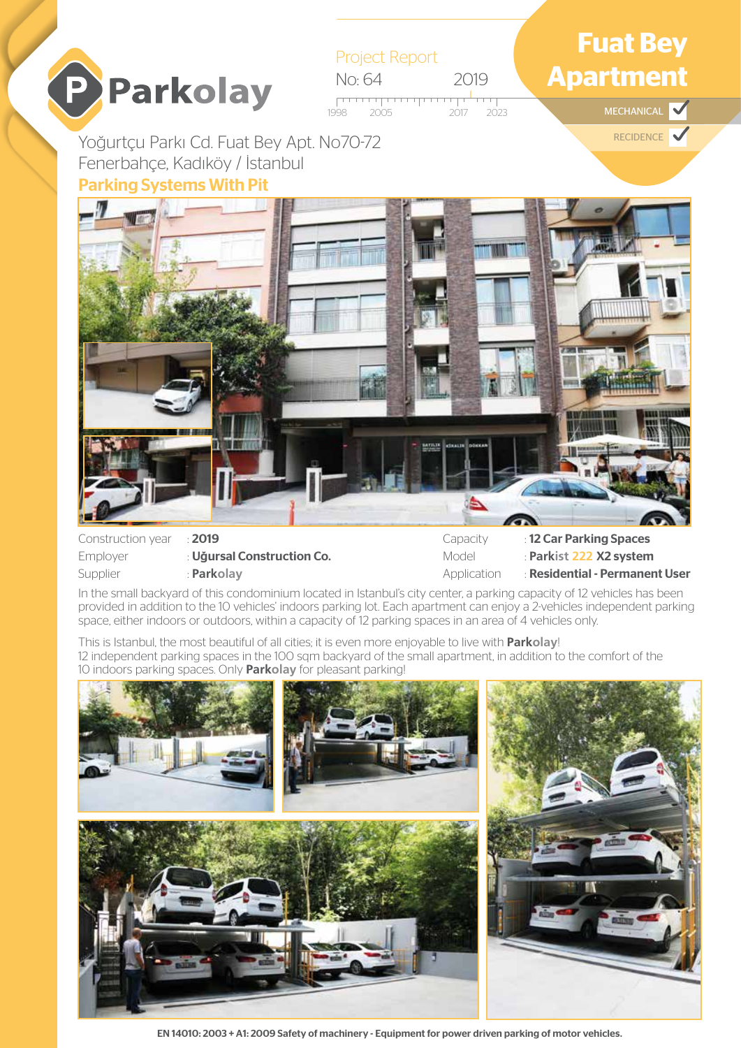Parkolay

Project Report

No: 64 2019

1998 2005 2017 2023

# Fuat Bey Apartment

MECHANICAL ✓

RECIDENCE ✓

Yoğurtçu Parkı Cd. Fuat Bey Apt. No70-72
Fenerbahçe, Kadıköy / İstanbul

**Parking Systems With Pit**

| | | | |
|---|---|---|---|
| Construction year | : **2019** | Capacity | : **12 Car Parking Spaces** |
| Employer | : **Uğursal Construction Co.** | Model | : **Parkist 222 X2 system** |
| Supplier | : **Parkolay** | Application | : **Residential - Permanent User** |

In the small backyard of this condominium located in Istanbul's city center, a parking capacity of 12 vehicles has been provided in addition to the 10 vehicles' indoors parking lot. Each apartment can enjoy a 2-vehicles independent parking space, either indoors or outdoors, within a capacity of 12 parking spaces in an area of 4 vehicles only.

This is Istanbul, the most beautiful of all cities; it is even more enjoyable to live with **Parkolay**!
12 independent parking spaces in the 100 sqm backyard of the small apartment, in addition to the comfort of the 10 indoors parking spaces. Only **Parkolay** for pleasant parking!

**EN 14010: 2003 + A1: 2009 Safety of machinery - Equipment for power driven parking of motor vehicles.**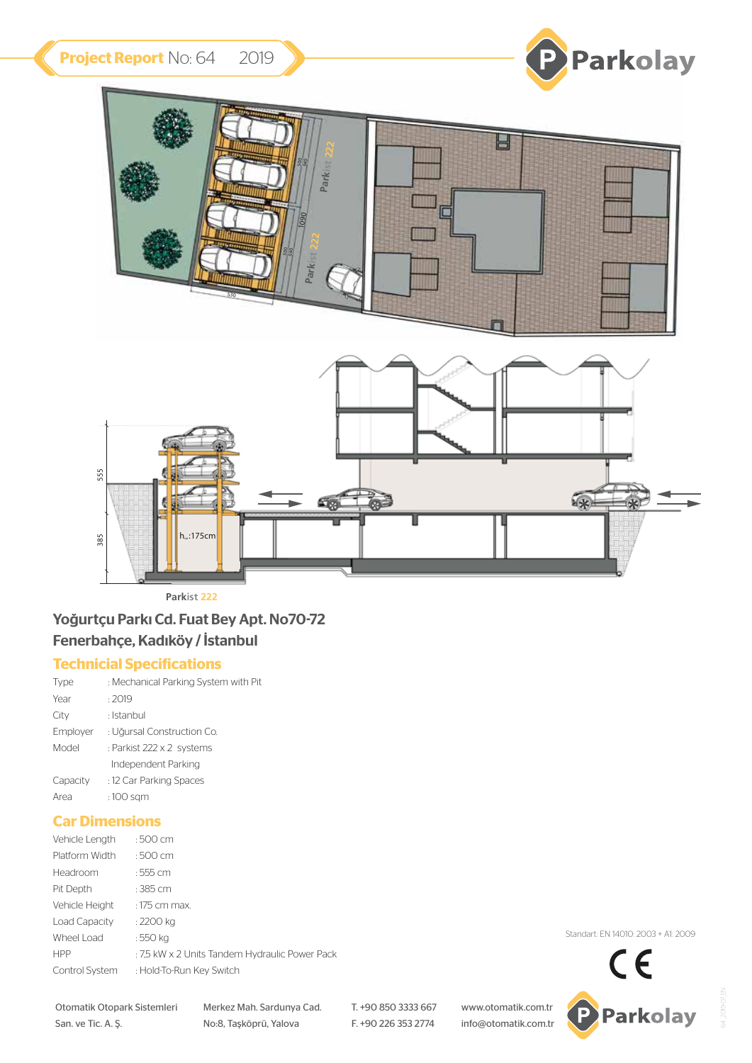**Project Report** No: 64 2019

Parkist 222

# Yoğurtçu Parkı Cd. Fuat Bey Apt. No70-72
# Fenerbahçe, Kadıköy / İstanbul

## Technical Specifications

| | |
|---|---|
| Type | : Mechanical Parking System with Pit |
| Year | : 2019 |
| City | : Istanbul |
| Employer | : Uğursal Construction Co. |
| Model | : Parkist 222 x 2 systems Independent Parking |
| Capacity | : 12 Car Parking Spaces |
| Area | : 100 sqm |

## Car Dimensions

| | |
|---|---|
| Vehicle Length | : 500 cm |
| Platform Width | : 500 cm |
| Headroom | : 555 cm |
| Pit Depth | : 385 cm |
| Vehicle Height | : 175 cm max. |
| Load Capacity | : 2200 kg |
| Wheel Load | : 550 kg |
| HPP | : 7,5 kW x 2 Units Tandem Hydraulic Power Pack |
| Control System | : Hold-To-Run Key Switch |

Standart: EN 14010: 2003 + A1: 2009

Otomatik Otopark Sistemleri San. ve Tic. A. Ş.
Merkez Mah. Sardunya Cad. No:8, Taşköprü, Yalova
T. +90 850 3333 667
F. +90 226 353 2774
www.otomatik.com.tr
info@otomatik.com.tr